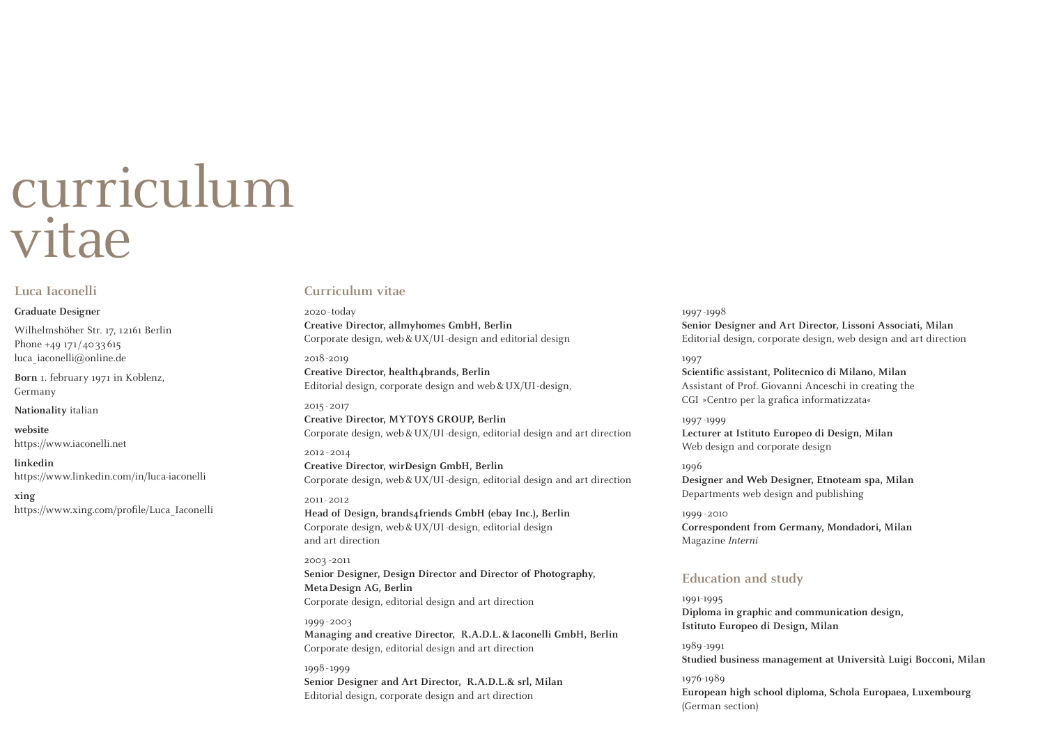# curriculum vitae

## Luca Iaconelli

**Graduate Designer**

Wilhelmshöher Str. 17, 12161 Berlin
Phone +49 171/40 33 615
luca_iaconelli@online.de

**Born** 1. february 1971 in Koblenz, Germany

**Nationality** italian

**website**
https://www.iaconelli.net

**linkedin**
https://www.linkedin.com/in/luca-iaconelli

**xing**
https://www.xing.com/profile/Luca_Iaconelli

## Curriculum vitae

2020-today
**Creative Director, allmyhomes GmbH, Berlin**
Corporate design, web & UX/UI-design and editorial design

2018-2019
**Creative Director, health4brands, Berlin**
Editorial design, corporate design and web & UX/UI-design,

2015-2017
**Creative Director, MYTOYS GROUP, Berlin**
Corporate design, web & UX/UI-design, editorial design and art direction

2012-2014
**Creative Director, wirDesign GmbH, Berlin**
Corporate design, web & UX/UI-design, editorial design and art direction

2011-2012
**Head of Design, brands4friends GmbH (ebay Inc.), Berlin**
Corporate design, web & UX/UI-design, editorial design and art direction

2003 -2011
**Senior Designer, Design Director and Director of Photography, Meta Design AG, Berlin**
Corporate design, editorial design and art direction

1999-2003
**Managing and creative Director, R.A.D.L. & Iaconelli GmbH, Berlin**
Corporate design, editorial design and art direction

1998-1999
**Senior Designer and Art Director, R.A.D.L.& srl, Milan**
Editorial design, corporate design and art direction

1997-1998
**Senior Designer and Art Director, Lissoni Associati, Milan**
Editorial design, corporate design, web design and art direction

1997
**Scientific assistant, Politecnico di Milano, Milan**
Assistant of Prof. Giovanni Anceschi in creating the CGI »Centro per la grafica informatizzata«

1997-1999
**Lecturer at Istituto Europeo di Design, Milan**
Web design and corporate design

1996
**Designer and Web Designer, Etnoteam spa, Milan**
Departments web design and publishing

1999-2010
**Correspondent from Germany, Mondadori, Milan**
Magazine *Interni*

## Education and study

1991-1995
**Diploma in graphic and communication design, Istituto Europeo di Design, Milan**

1989-1991
**Studied business management at Università Luigi Bocconi, Milan**

1976-1989
**European high school diploma, Schola Europaea, Luxembourg**
(German section)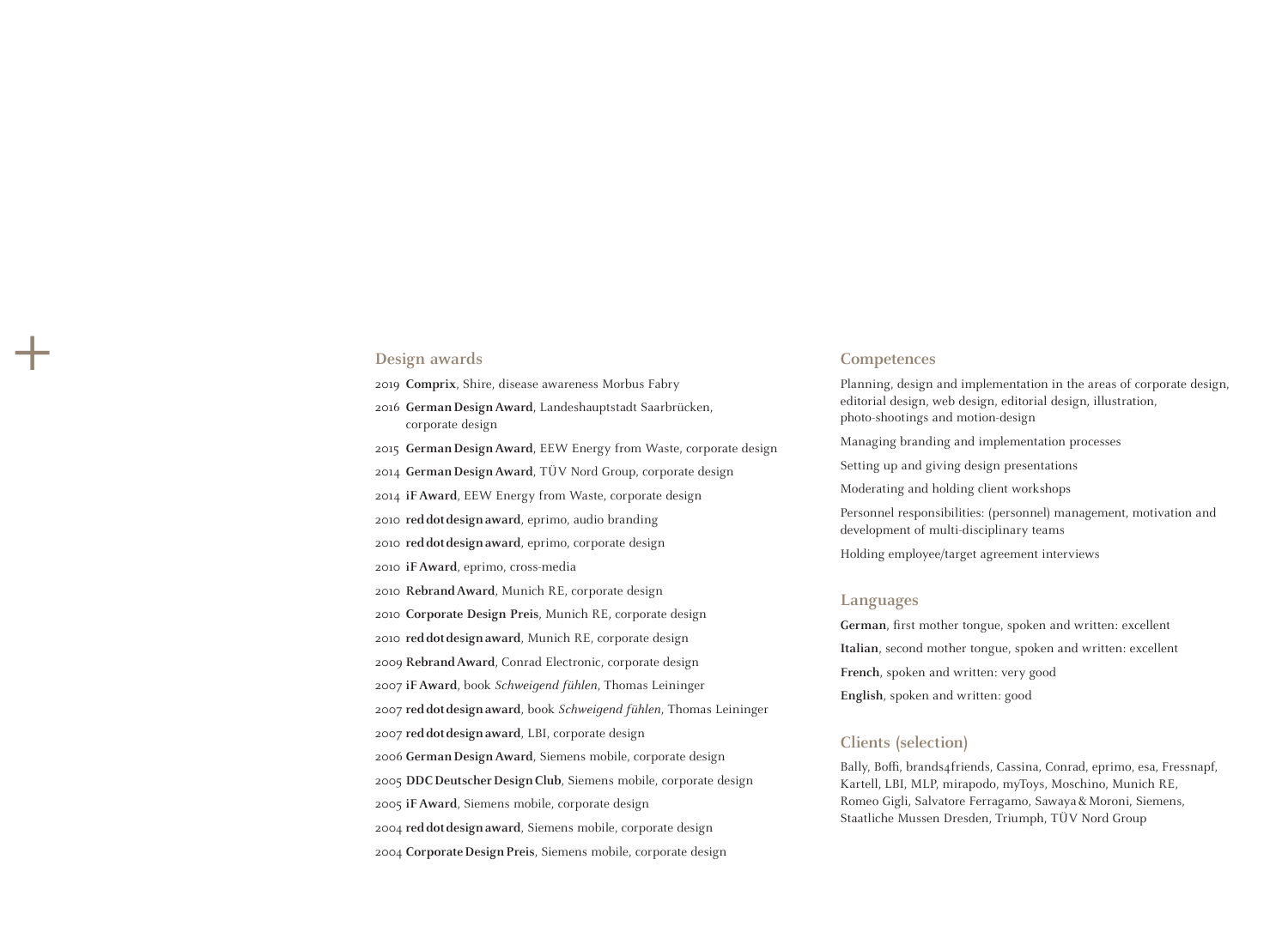## Design awards

2019 **Comprix**, Shire, disease awareness Morbus Fabry

2016 **German Design Award**, Landeshauptstadt Saarbrücken, corporate design

2015 **German Design Award**, EEW Energy from Waste, corporate design

2014 **German Design Award**, TÜV Nord Group, corporate design

2014 **iF Award**, EEW Energy from Waste, corporate design

2010 **red dot design award**, eprimo, audio branding

2010 **red dot design award**, eprimo, corporate design

2010 **iF Award**, eprimo, cross-media

2010 **Rebrand Award**, Munich RE, corporate design

2010 **Corporate Design Preis**, Munich RE, corporate design

2010 **red dot design award**, Munich RE, corporate design

2009 **Rebrand Award**, Conrad Electronic, corporate design

2007 **iF Award**, book *Schweigend fühlen*, Thomas Leininger

2007 **red dot design award**, book *Schweigend fühlen*, Thomas Leininger

2007 **red dot design award**, LBI, corporate design

2006 **German Design Award**, Siemens mobile, corporate design

2005 **DDC Deutscher Design Club**, Siemens mobile, corporate design

2005 **iF Award**, Siemens mobile, corporate design

2004 **red dot design award**, Siemens mobile, corporate design

2004 **Corporate Design Preis**, Siemens mobile, corporate design

## Competences

Planning, design and implementation in the areas of corporate design, editorial design, web design, editorial design, illustration, photo-shootings and motion-design

Managing branding and implementation processes

Setting up and giving design presentations

Moderating and holding client workshops

Personnel responsibilities: (personnel) management, motivation and development of multi-disciplinary teams

Holding employee/target agreement interviews

## Languages

**German**, first mother tongue, spoken and written: excellent

**Italian**, second mother tongue, spoken and written: excellent

**French**, spoken and written: very good

**English**, spoken and written: good

## Clients (selection)

Bally, Boffi, brands4friends, Cassina, Conrad, eprimo, esa, Fressnapf, Kartell, LBI, MLP, mirapodo, myToys, Moschino, Munich RE, Romeo Gigli, Salvatore Ferragamo, Sawaya & Moroni, Siemens, Staatliche Mussen Dresden, Triumph, TÜV Nord Group